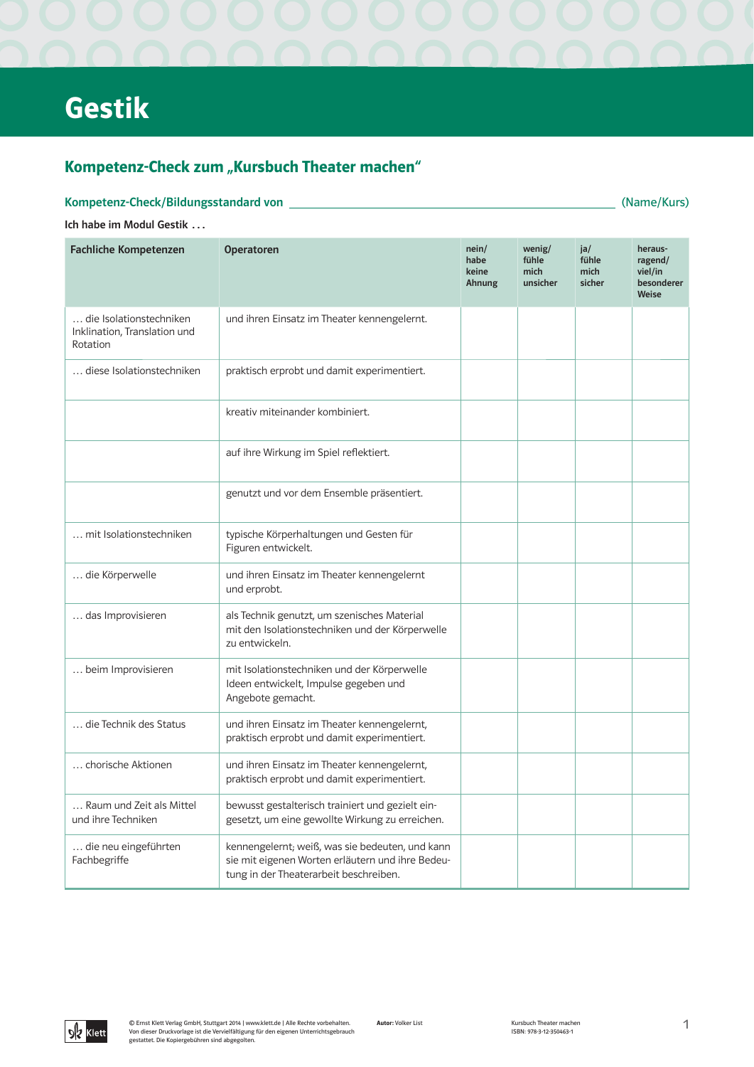# Gestik

## Kompetenz-Check zum „Kursbuch Theater machen“

**Kompetenz-Check/Bildungsstandard von** ______________________________ (Name/Kurs)

**Ich habe im Modul Gestik …**

| Fachliche Kompetenzen | Operatoren | nein/ habe keine Ahnung | wenig/ fühle mich unsicher | ja/ fühle mich sicher | heraus-ragend/ viel/in besonderer Weise |
|---|---|---|---|---|---|
| … die Isolationstechniken Inklination, Translation und Rotation | und ihren Einsatz im Theater kennengelernt. | | | | |
| … diese Isolationstechniken | praktisch erprobt und damit experimentiert. | | | | |
| | kreativ miteinander kombiniert. | | | | |
| | auf ihre Wirkung im Spiel reflektiert. | | | | |
| | genutzt und vor dem Ensemble präsentiert. | | | | |
| … mit Isolationstechniken | typische Körperhaltungen und Gesten für Figuren entwickelt. | | | | |
| … die Körperwelle | und ihren Einsatz im Theater kennengelernt und erprobt. | | | | |
| … das Improvisieren | als Technik genutzt, um szenisches Material mit den Isolationstechniken und der Körperwelle zu entwickeln. | | | | |
| … beim Improvisieren | mit Isolationstechniken und der Körperwelle Ideen entwickelt, Impulse gegeben und Angebote gemacht. | | | | |
| … die Technik des Status | und ihren Einsatz im Theater kennengelernt, praktisch erprobt und damit experimentiert. | | | | |
| … chorische Aktionen | und ihren Einsatz im Theater kennengelernt, praktisch erprobt und damit experimentiert. | | | | |
| … Raum und Zeit als Mittel und ihre Techniken | bewusst gestalterisch trainiert und gezielt eingesetzt, um eine gewollte Wirkung zu erreichen. | | | | |
| … die neu eingeführten Fachbegriffe | kennengelernt; weiß, was sie bedeuten, und kann sie mit eigenen Worten erläutern und ihre Bedeutung in der Theaterarbeit beschreiben. | | | | |

© Ernst Klett Verlag GmbH, Stuttgart 2014 | www.klett.de | Alle Rechte vorbehalten. Von dieser Druckvorlage ist die Vervielfältigung für den eigenen Unterrichtsgebrauch gestattet. Die Kopiergebühren sind abgegolten.

**Autor:** Volker List

Kursbuch Theater machen
ISBN: 978-3-12-350463-1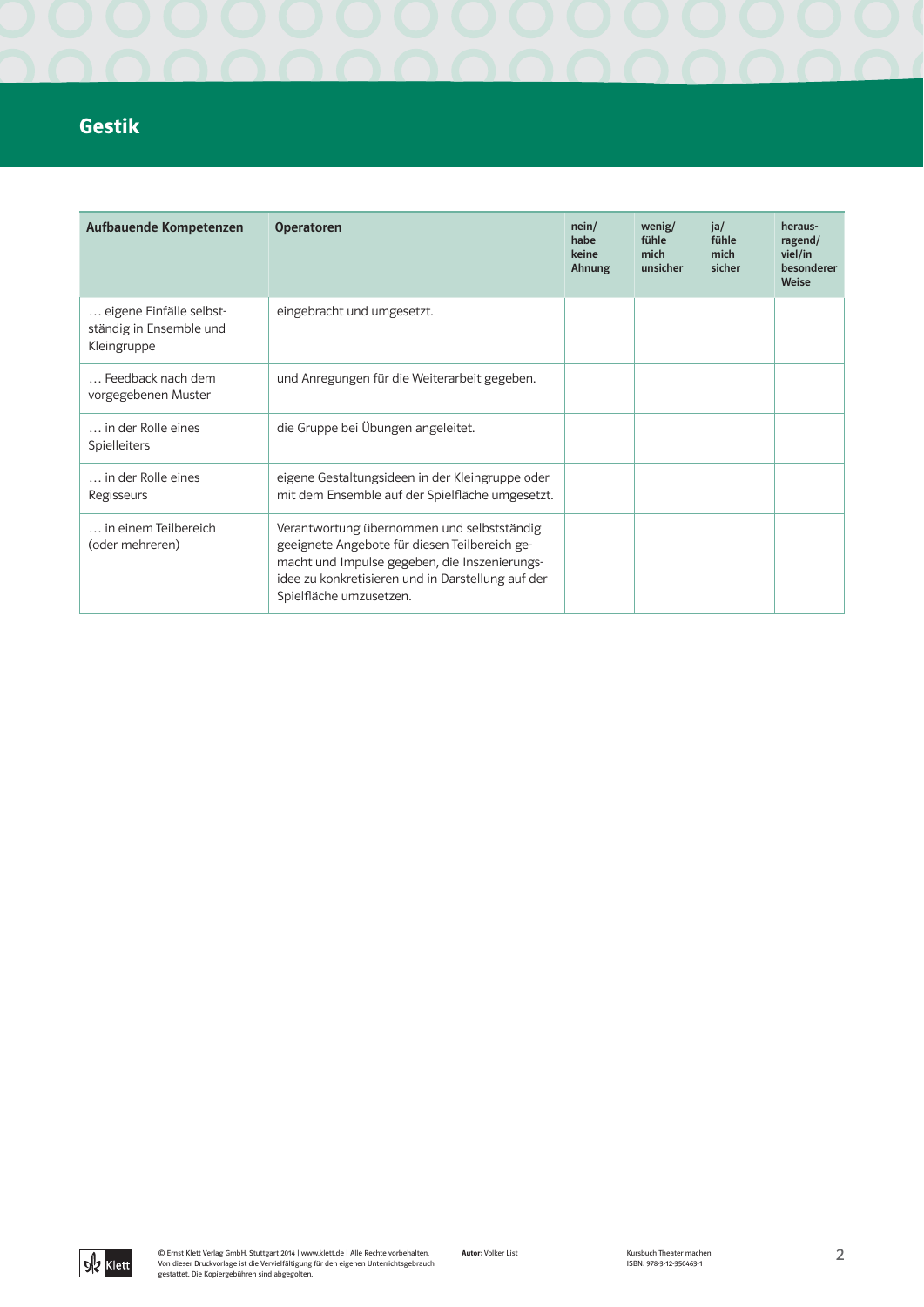# Gestik

| Aufbauende Kompetenzen | Operatoren | nein/ habe keine Ahnung | wenig/ fühle mich unsicher | ja/ fühle mich sicher | heraus-ragend/ viel/in besonderer Weise |
|---|---|---|---|---|---|
| … eigene Einfälle selbstständig in Ensemble und Kleingruppe | eingebracht und umgesetzt. | | | | |
| … Feedback nach dem vorgegebenen Muster | und Anregungen für die Weiterarbeit gegeben. | | | | |
| … in der Rolle eines Spielleiters | die Gruppe bei Übungen angeleitet. | | | | |
| … in der Rolle eines Regisseurs | eigene Gestaltungsideen in der Kleingruppe oder mit dem Ensemble auf der Spielfläche umgesetzt. | | | | |
| … in einem Teilbereich (oder mehreren) | Verantwortung übernommen und selbstständig geeignete Angebote für diesen Teilbereich gemacht und Impulse gegeben, die Inszenierungsidee zu konkretisieren und in Darstellung auf der Spielfläche umzusetzen. | | | | |